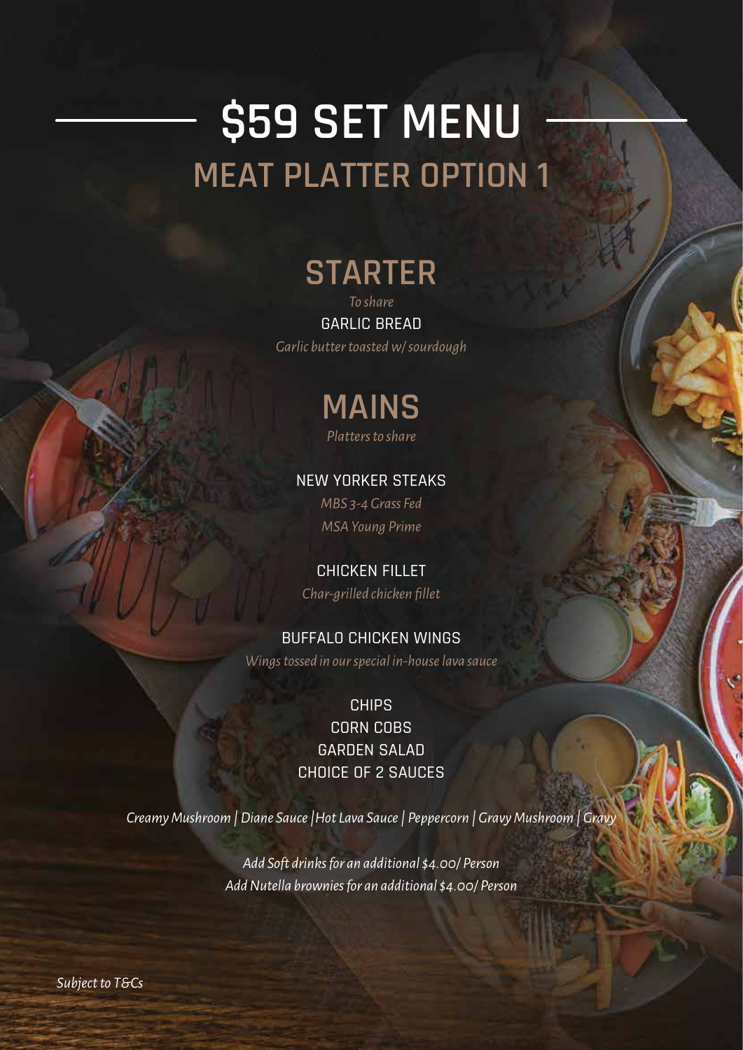# $59 SET MENU

## MEAT PLATTER OPTION 1

### STARTER

*To share*

GARLIC BREAD

*Garlic butter toasted w/ sourdough*

### MAINS

*Platters to share*

NEW YORKER STEAKS

*MBS 3-4 Grass Fed*

*MSA Young Prime*

CHICKEN FILLET

*Char-grilled chicken fillet*

BUFFALO CHICKEN WINGS

*Wings tossed in our special in-house lava sauce*

CHIPS

CORN COBS

GARDEN SALAD

CHOICE OF 2 SAUCES

*Creamy Mushroom | Diane Sauce |Hot Lava Sauce | Peppercorn | Gravy Mushroom | Gravy*

*Add Soft drinks for an additional $4.00/ Person*

*Add Nutella brownies for an additional $4.00/ Person*

*Subject to T&Cs*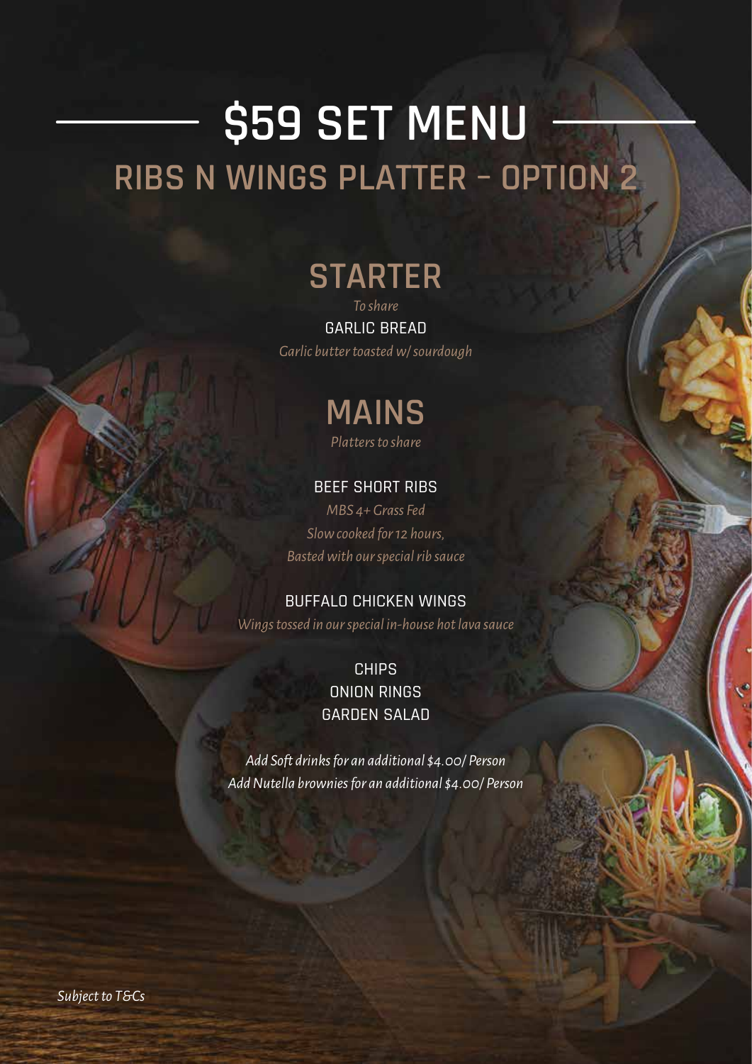# $59 SET MENU

## RIBS N WINGS PLATTER - OPTION 2

### STARTER

*To share*

GARLIC BREAD

*Garlic butter toasted w/ sourdough*

### MAINS

*Platters to share*

BEEF SHORT RIBS

*MBS 4+ Grass Fed*

*Slow cooked for 12 hours,*

*Basted with our special rib sauce*

BUFFALO CHICKEN WINGS

*Wings tossed in our special in-house hot lava sauce*

CHIPS

ONION RINGS

GARDEN SALAD

*Add Soft drinks for an additional $4.00/ Person*

*Add Nutella brownies for an additional $4.00/ Person*

*Subject to T&Cs*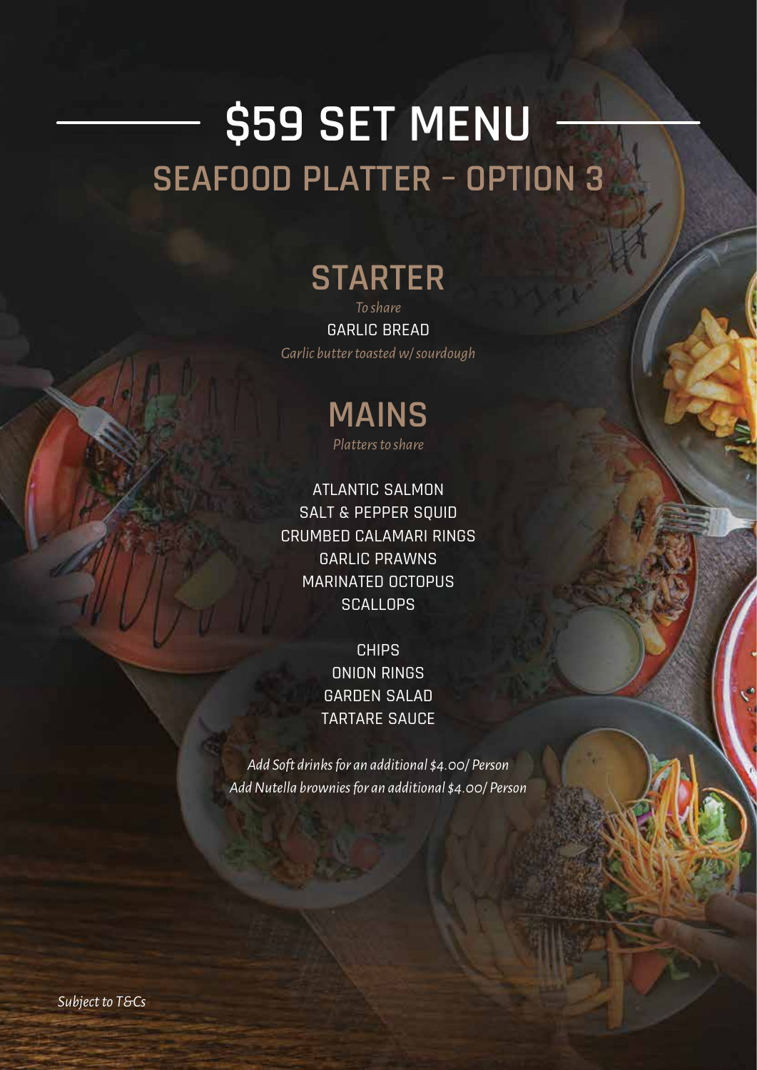# $59 SET MENU

## SEAFOOD PLATTER - OPTION 3

### STARTER

*To share*

GARLIC BREAD

*Garlic butter toasted w/ sourdough*

### MAINS

*Platters to share*

ATLANTIC SALMON
SALT & PEPPER SQUID
CRUMBED CALAMARI RINGS
GARLIC PRAWNS
MARINATED OCTOPUS
SCALLOPS

CHIPS
ONION RINGS
GARDEN SALAD
TARTARE SAUCE

*Add Soft drinks for an additional $4.00/ Person*
*Add Nutella brownies for an additional $4.00/ Person*

*Subject to T&Cs*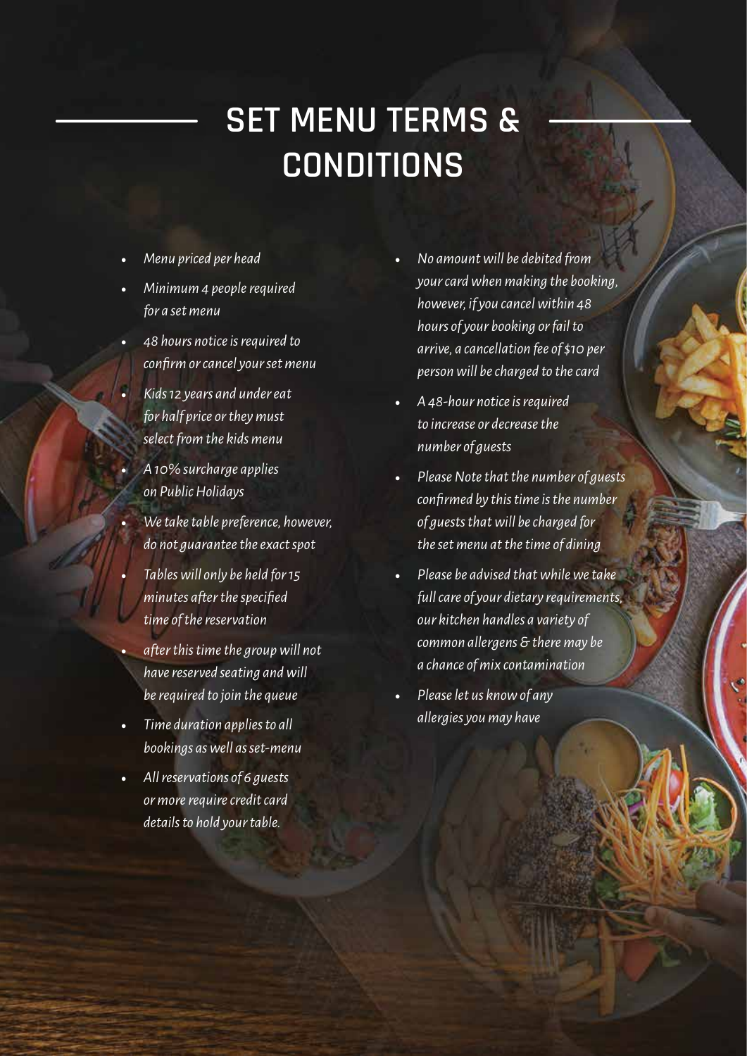# SET MENU TERMS & CONDITIONS

- *Menu priced per head*
- *Minimum 4 people required for a set menu*
- *48 hours notice is required to confirm or cancel your set menu*
- *Kids 12 years and under eat for half price or they must select from the kids menu*
- *A 10% surcharge applies on Public Holidays*
- *We take table preference, however, do not guarantee the exact spot*
- *Tables will only be held for 15 minutes after the specified time of the reservation*
- *after this time the group will not have reserved seating and will be required to join the queue*
- *Time duration applies to all bookings as well as set-menu*
- *All reservations of 6 guests or more require credit card details to hold your table.*
- *No amount will be debited from your card when making the booking, however, if you cancel within 48 hours of your booking or fail to arrive, a cancellation fee of $10 per person will be charged to the card*
- *A 48-hour notice is required to increase or decrease the number of guests*
- *Please Note that the number of guests confirmed by this time is the number of guests that will be charged for the set menu at the time of dining*
- *Please be advised that while we take full care of your dietary requirements, our kitchen handles a variety of common allergens & there may be a chance of mix contamination*
- *Please let us know of any allergies you may have*